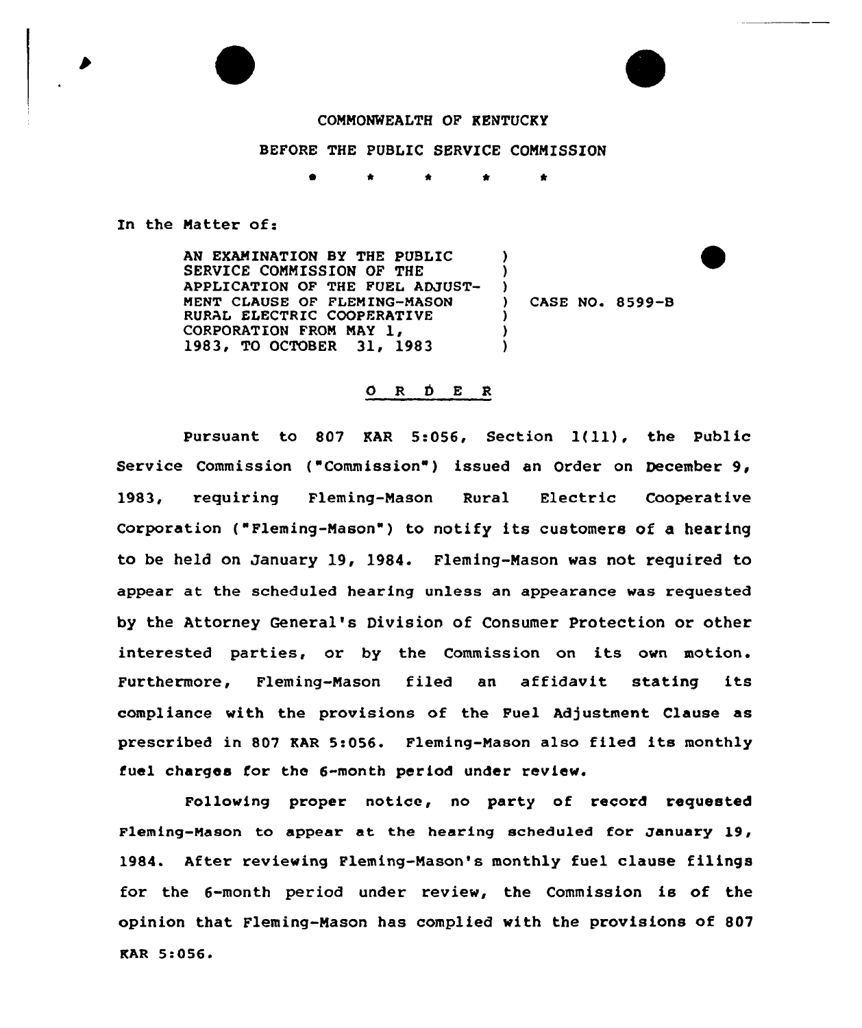COMMONWEALTH OF KENTUCKY

BEFORE THE PUBLIC SERVICE COMMISSION

\* \* \* \* \*

In the Matter of:

| | | |
|---|---|---|
| AN EXAMINATION BY THE PUBLIC SERVICE COMMISSION OF THE APPLICATION OF THE FUEL ADJUSTMENT CLAUSE OF FLEMING-MASON RURAL ELECTRIC COOPERATIVE CORPORATION FROM MAY 1, 1983, TO OCTOBER 31, 1983 | ) | CASE NO. 8599-B |

O R D E R

Pursuant to 807 KAR 5:056, Section 1(11), the Public Service Commission ("Commission") issued an Order on December 9, 1983, requiring Fleming-Mason Rural Electric Cooperative Corporation ("Fleming-Mason") to notify its customers of a hearing to be held on January 19, 1984. Fleming-Mason was not required to appear at the scheduled hearing unless an appearance was requested by the Attorney General's Division of Consumer Protection or other interested parties, or by the Commission on its own motion. Furthermore, Fleming-Mason filed an affidavit stating its compliance with the provisions of the Fuel Adjustment Clause as prescribed in 807 KAR 5:056. Fleming-Mason also filed its monthly fuel charges for the 6-month period under review.

Following proper notice, no party of record requested Fleming-Mason to appear at the hearing scheduled for January 19, 1984. After reviewing Fleming-Mason's monthly fuel clause filings for the 6-month period under review, the Commission is of the opinion that Fleming-Mason has complied with the provisions of 807 KAR 5:056.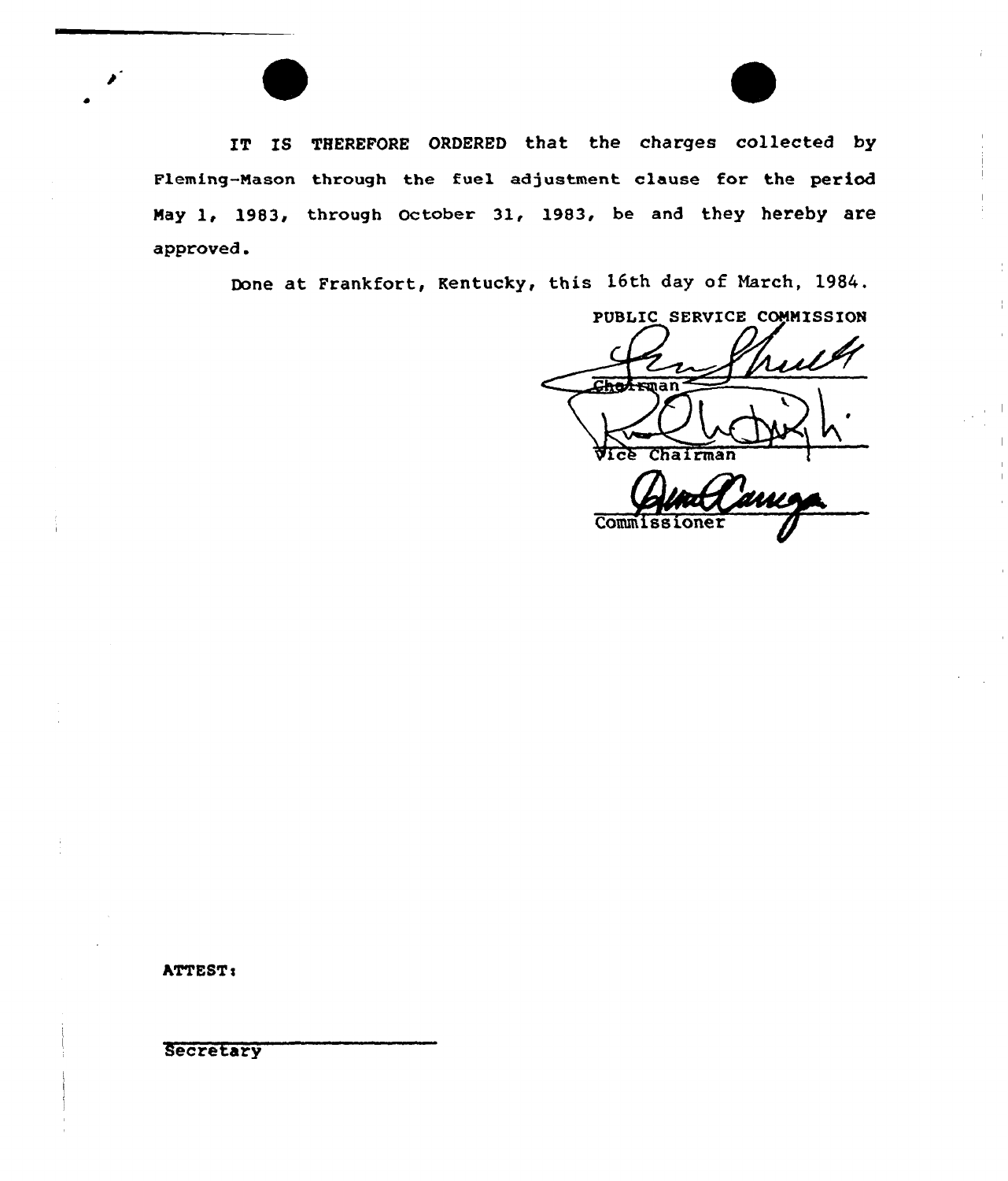IT IS THEREFORE ORDERED that the charges collected by Fleming-Mason through the fuel adjustment clause for the period May 1, 1983, through October 31, 1983, be and they hereby are approved.

Done at Frankfort, Kentucky, this 16th day of March, 1984.

PUBLIC SERVICE COMMISSION

Chairman

Vice Chairman

Commissioner

ATTEST:

Secretary